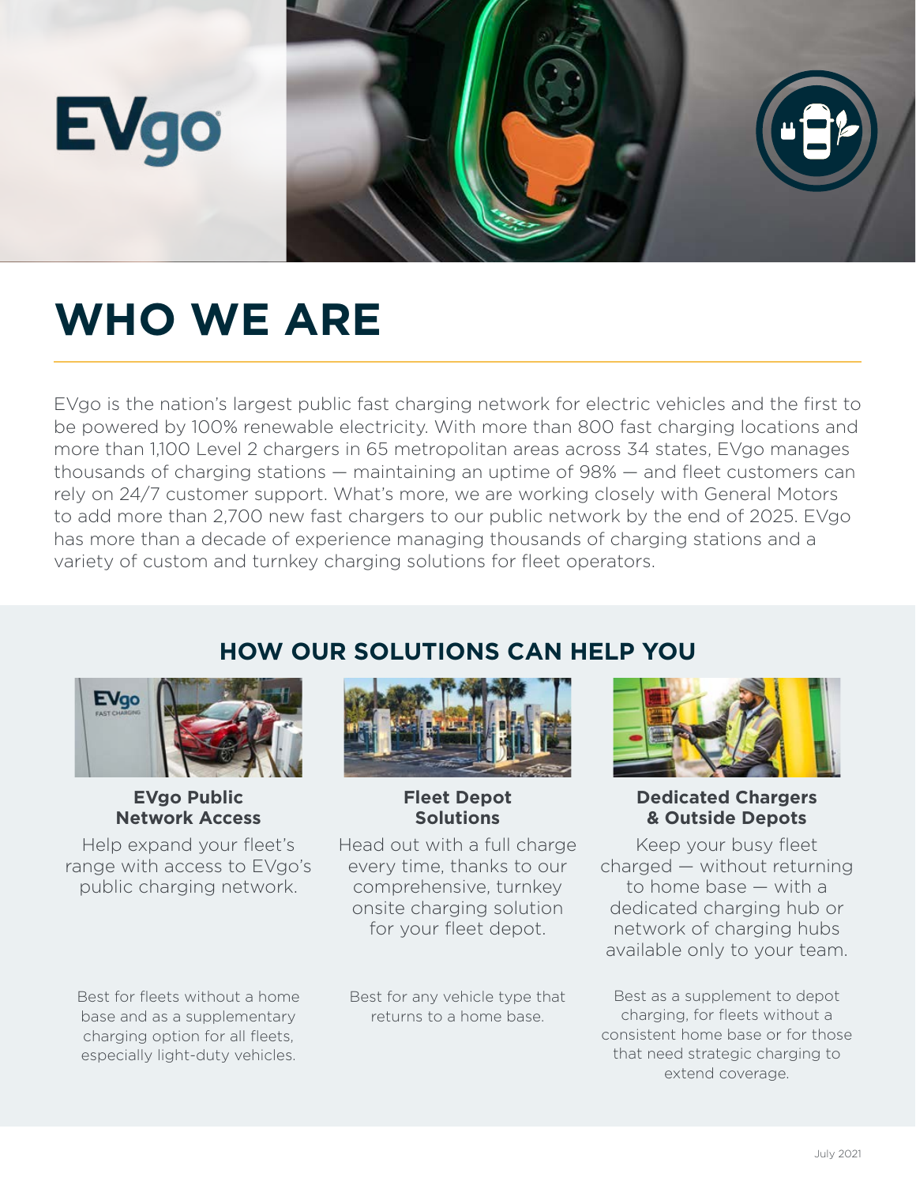# WHO WE ARE

EVgo is the nation's largest public fast charging network for electric vehicles and the first to be powered by 100% renewable electricity. With more than 800 fast charging locations and more than 1,100 Level 2 chargers in 65 metropolitan areas across 34 states, EVgo manages thousands of charging stations — maintaining an uptime of 98% — and fleet customers can rely on 24/7 customer support. What's more, we are working closely with General Motors to add more than 2,700 new fast chargers to our public network by the end of 2025. EVgo has more than a decade of experience managing thousands of charging stations and a variety of custom and turnkey charging solutions for fleet operators.

## HOW OUR SOLUTIONS CAN HELP YOU

### EVgo Public Network Access

Help expand your fleet's range with access to EVgo's public charging network.

Best for fleets without a home base and as a supplementary charging option for all fleets, especially light-duty vehicles.

### Fleet Depot Solutions

Head out with a full charge every time, thanks to our comprehensive, turnkey onsite charging solution for your fleet depot.

Best for any vehicle type that returns to a home base.

### Dedicated Chargers & Outside Depots

Keep your busy fleet charged — without returning to home base — with a dedicated charging hub or network of charging hubs available only to your team.

Best as a supplement to depot charging, for fleets without a consistent home base or for those that need strategic charging to extend coverage.

July 2021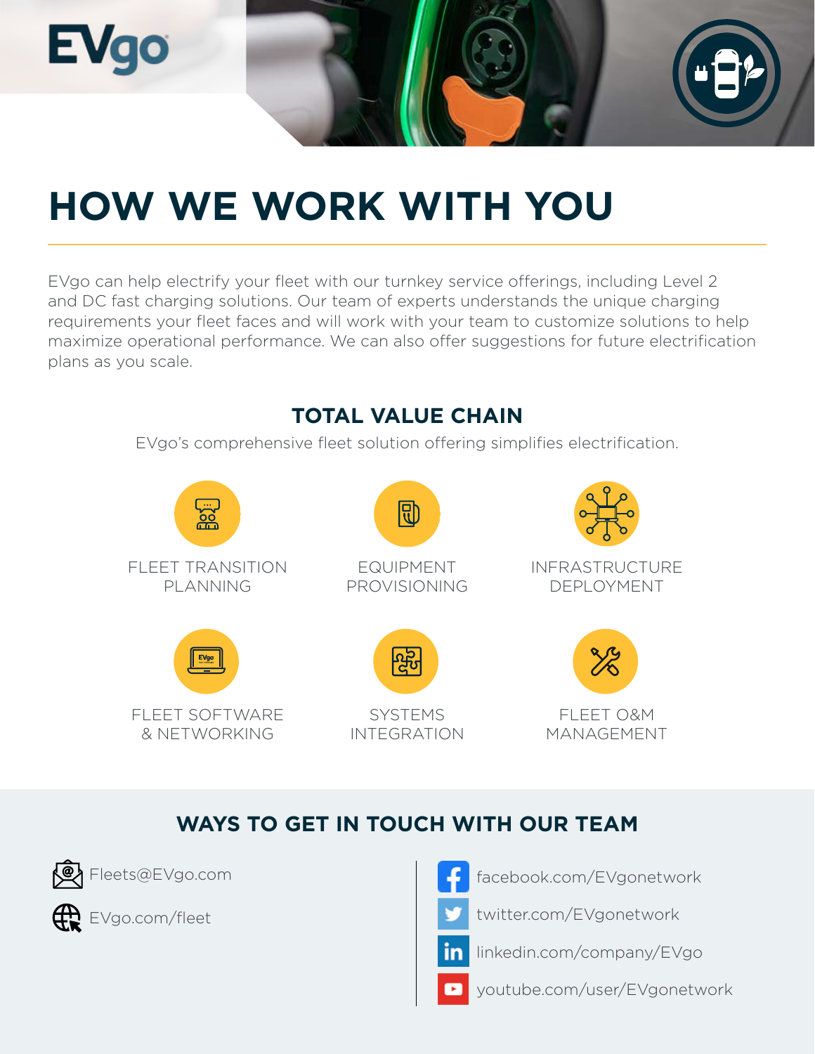# HOW WE WORK WITH YOU

EVgo can help electrify your fleet with our turnkey service offerings, including Level 2 and DC fast charging solutions. Our team of experts understands the unique charging requirements your fleet faces and will work with your team to customize solutions to help maximize operational performance. We can also offer suggestions for future electrification plans as you scale.

## TOTAL VALUE CHAIN

EVgo's comprehensive fleet solution offering simplifies electrification.

- FLEET TRANSITION PLANNING
- EQUIPMENT PROVISIONING
- INFRASTRUCTURE DEPLOYMENT
- FLEET SOFTWARE & NETWORKING
- SYSTEMS INTEGRATION
- FLEET O&M MANAGEMENT

## WAYS TO GET IN TOUCH WITH OUR TEAM

Fleets@EVgo.com

EVgo.com/fleet

facebook.com/EVgonetwork

twitter.com/EVgonetwork

linkedin.com/company/EVgo

youtube.com/user/EVgonetwork